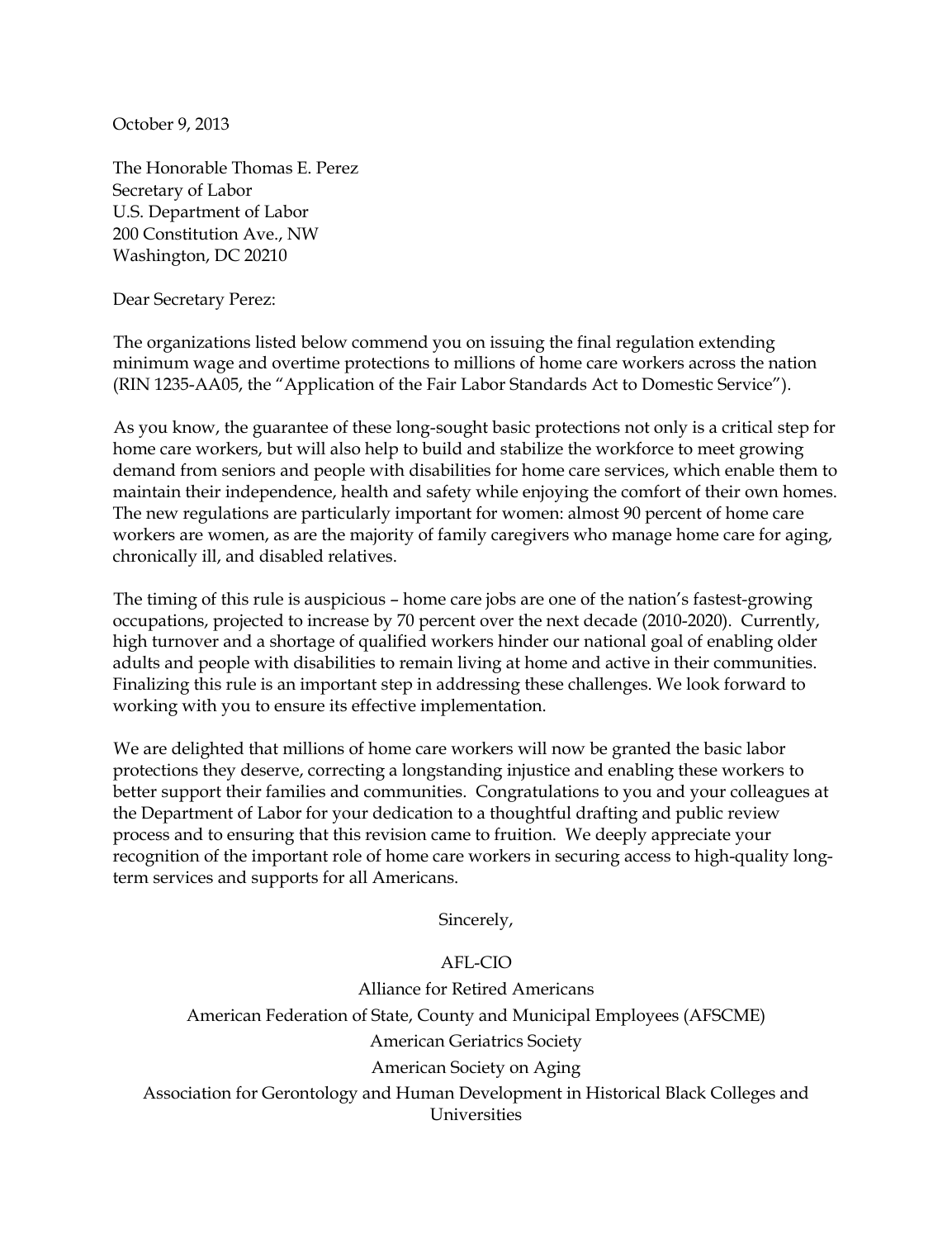October 9, 2013

The Honorable Thomas E. Perez
Secretary of Labor
U.S. Department of Labor
200 Constitution Ave., NW
Washington, DC 20210

Dear Secretary Perez:

The organizations listed below commend you on issuing the final regulation extending minimum wage and overtime protections to millions of home care workers across the nation (RIN 1235-AA05, the "Application of the Fair Labor Standards Act to Domestic Service").

As you know, the guarantee of these long-sought basic protections not only is a critical step for home care workers, but will also help to build and stabilize the workforce to meet growing demand from seniors and people with disabilities for home care services, which enable them to maintain their independence, health and safety while enjoying the comfort of their own homes. The new regulations are particularly important for women: almost 90 percent of home care workers are women, as are the majority of family caregivers who manage home care for aging, chronically ill, and disabled relatives.

The timing of this rule is auspicious – home care jobs are one of the nation's fastest-growing occupations, projected to increase by 70 percent over the next decade (2010-2020). Currently, high turnover and a shortage of qualified workers hinder our national goal of enabling older adults and people with disabilities to remain living at home and active in their communities. Finalizing this rule is an important step in addressing these challenges. We look forward to working with you to ensure its effective implementation.

We are delighted that millions of home care workers will now be granted the basic labor protections they deserve, correcting a longstanding injustice and enabling these workers to better support their families and communities. Congratulations to you and your colleagues at the Department of Labor for your dedication to a thoughtful drafting and public review process and to ensuring that this revision came to fruition. We deeply appreciate your recognition of the important role of home care workers in securing access to high-quality long-term services and supports for all Americans.

Sincerely,

AFL-CIO

Alliance for Retired Americans

American Federation of State, County and Municipal Employees (AFSCME)

American Geriatrics Society

American Society on Aging

Association for Gerontology and Human Development in Historical Black Colleges and Universities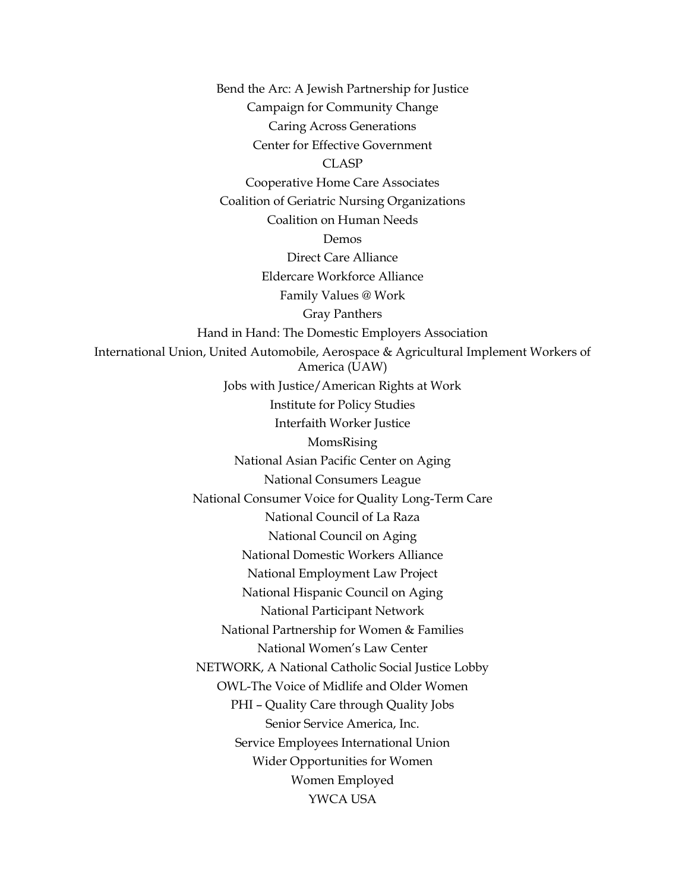Bend the Arc: A Jewish Partnership for Justice
Campaign for Community Change
Caring Across Generations
Center for Effective Government
CLASP
Cooperative Home Care Associates
Coalition of Geriatric Nursing Organizations
Coalition on Human Needs
Demos
Direct Care Alliance
Eldercare Workforce Alliance
Family Values @ Work
Gray Panthers
Hand in Hand: The Domestic Employers Association
International Union, United Automobile, Aerospace & Agricultural Implement Workers of America (UAW)
Jobs with Justice/American Rights at Work
Institute for Policy Studies
Interfaith Worker Justice
MomsRising
National Asian Pacific Center on Aging
National Consumers League
National Consumer Voice for Quality Long-Term Care
National Council of La Raza
National Council on Aging
National Domestic Workers Alliance
National Employment Law Project
National Hispanic Council on Aging
National Participant Network
National Partnership for Women & Families
National Women's Law Center
NETWORK, A National Catholic Social Justice Lobby
OWL-The Voice of Midlife and Older Women
PHI – Quality Care through Quality Jobs
Senior Service America, Inc.
Service Employees International Union
Wider Opportunities for Women
Women Employed
YWCA USA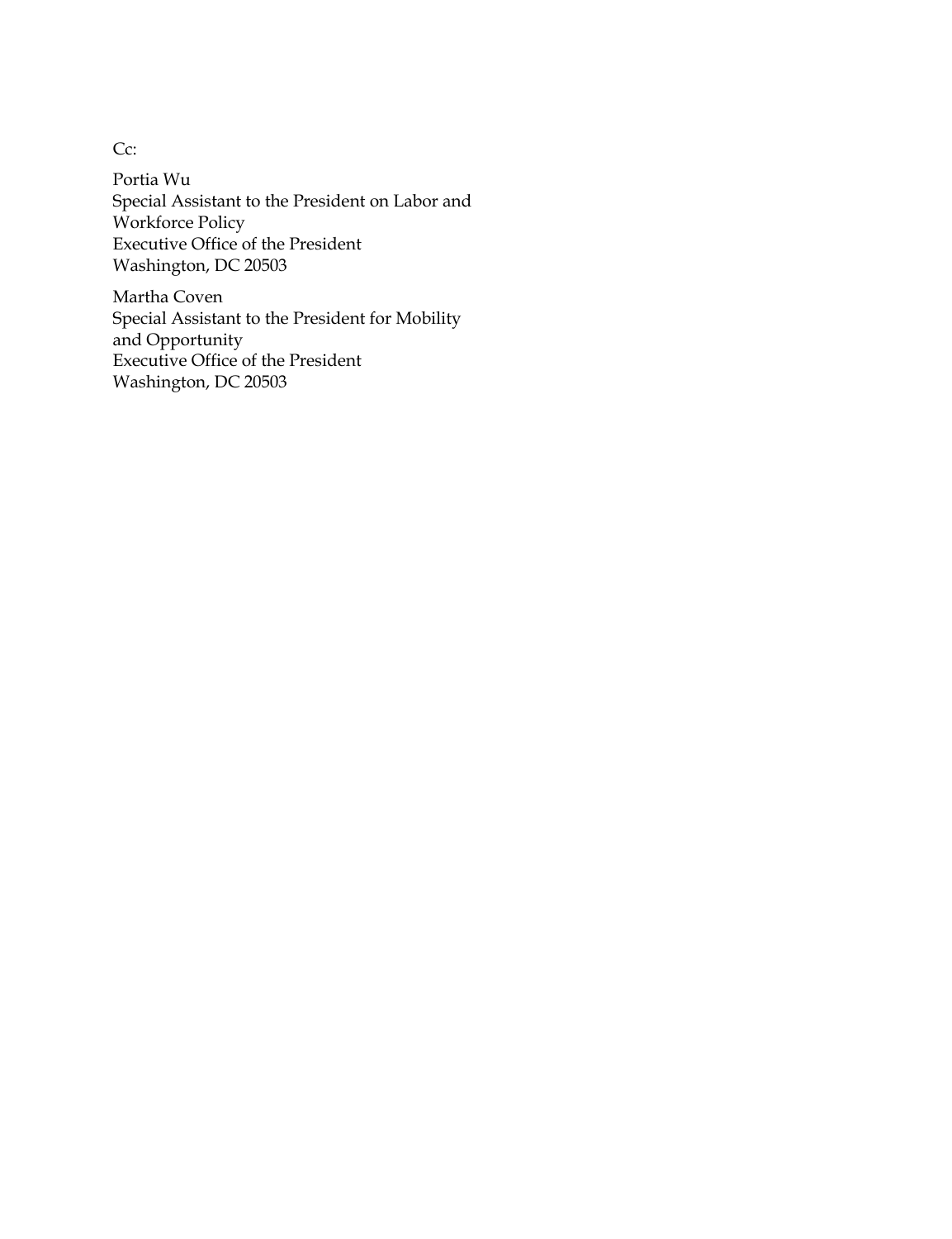Cc:

Portia Wu
Special Assistant to the President on Labor and
Workforce Policy
Executive Office of the President
Washington, DC 20503

Martha Coven
Special Assistant to the President for Mobility
and Opportunity
Executive Office of the President
Washington, DC 20503